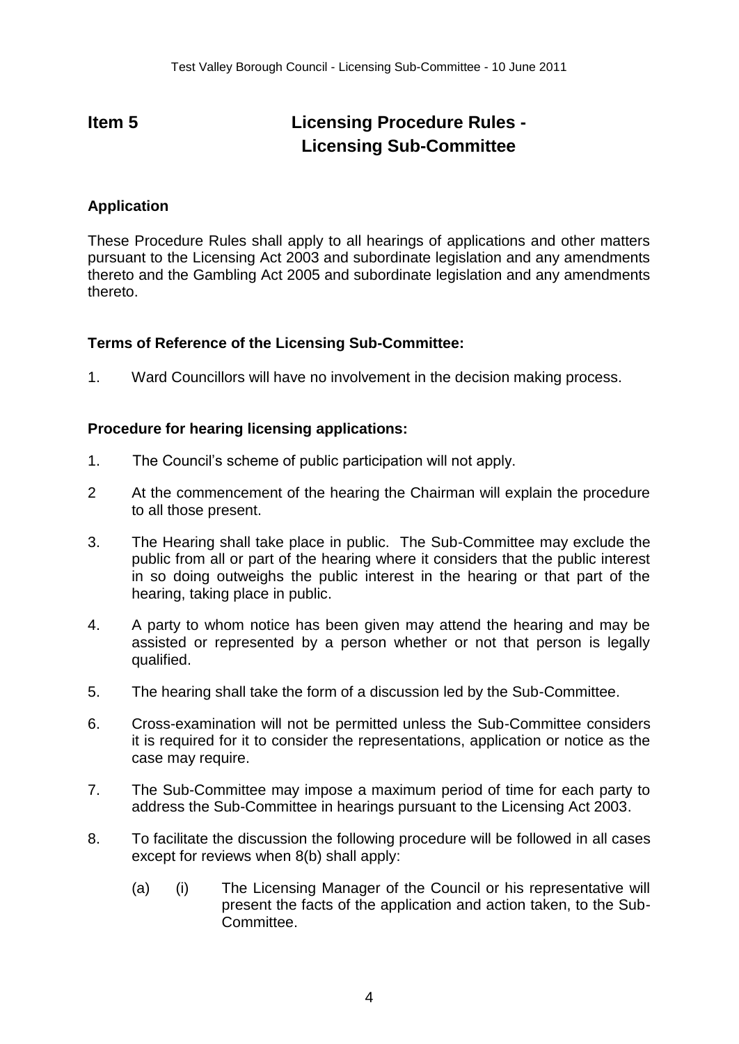# Item 5 Licensing Procedure Rules - Licensing Sub-Committee

**Application**

These Procedure Rules shall apply to all hearings of applications and other matters pursuant to the Licensing Act 2003 and subordinate legislation and any amendments thereto and the Gambling Act 2005 and subordinate legislation and any amendments thereto.

**Terms of Reference of the Licensing Sub-Committee:**

1. Ward Councillors will have no involvement in the decision making process.

**Procedure for hearing licensing applications:**

1. The Council's scheme of public participation will not apply.

2 At the commencement of the hearing the Chairman will explain the procedure to all those present.

3. The Hearing shall take place in public. The Sub-Committee may exclude the public from all or part of the hearing where it considers that the public interest in so doing outweighs the public interest in the hearing or that part of the hearing, taking place in public.

4. A party to whom notice has been given may attend the hearing and may be assisted or represented by a person whether or not that person is legally qualified.

5. The hearing shall take the form of a discussion led by the Sub-Committee.

6. Cross-examination will not be permitted unless the Sub-Committee considers it is required for it to consider the representations, application or notice as the case may require.

7. The Sub-Committee may impose a maximum period of time for each party to address the Sub-Committee in hearings pursuant to the Licensing Act 2003.

8. To facilitate the discussion the following procedure will be followed in all cases except for reviews when 8(b) shall apply:

   (a) (i) The Licensing Manager of the Council or his representative will present the facts of the application and action taken, to the Sub-Committee.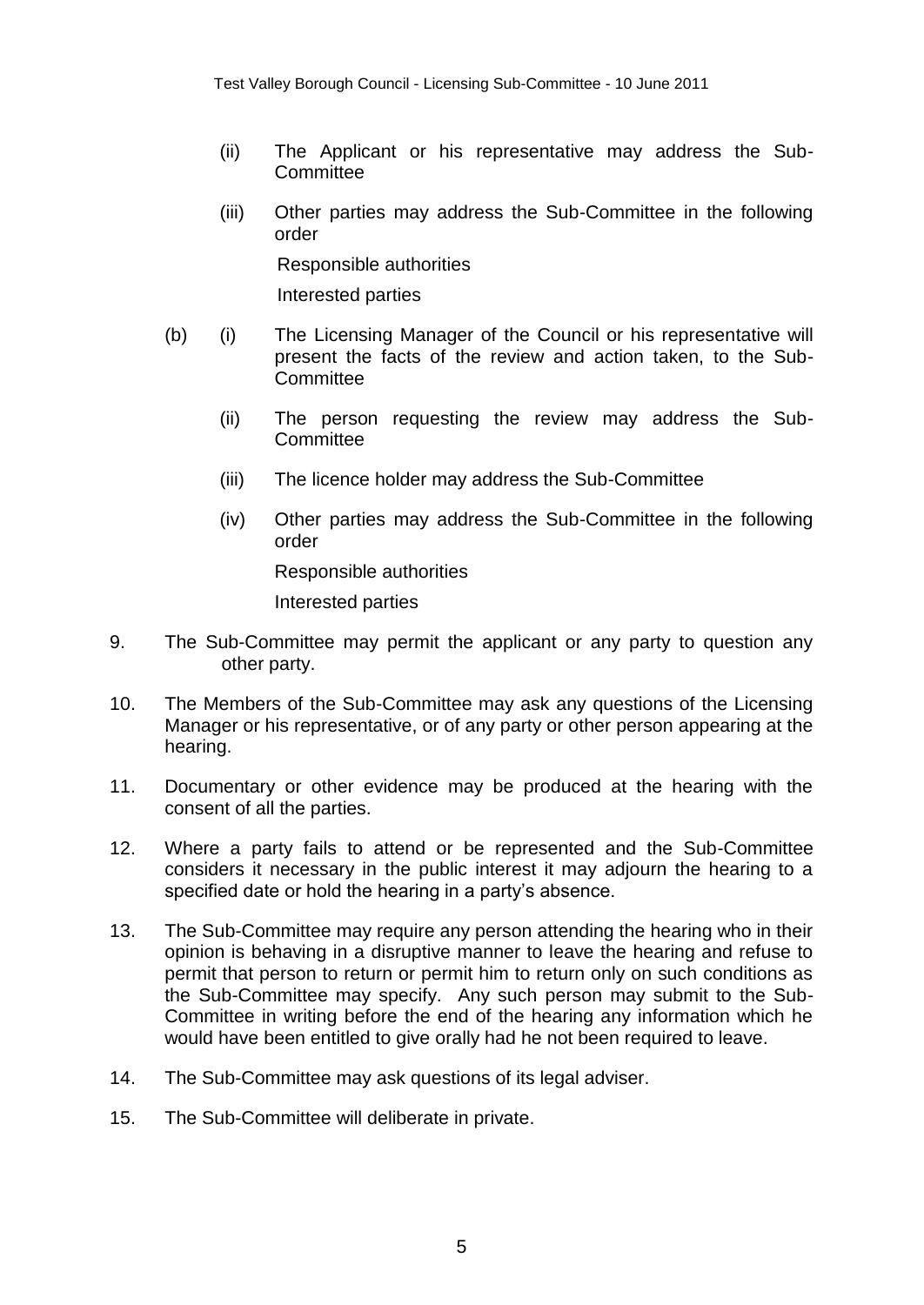(ii) The Applicant or his representative may address the Sub-Committee

(iii) Other parties may address the Sub-Committee in the following order

Responsible authorities

Interested parties

(b) (i) The Licensing Manager of the Council or his representative will present the facts of the review and action taken, to the Sub-Committee

(ii) The person requesting the review may address the Sub-Committee

(iii) The licence holder may address the Sub-Committee

(iv) Other parties may address the Sub-Committee in the following order

Responsible authorities

Interested parties

9. The Sub-Committee may permit the applicant or any party to question any other party.

10. The Members of the Sub-Committee may ask any questions of the Licensing Manager or his representative, or of any party or other person appearing at the hearing.

11. Documentary or other evidence may be produced at the hearing with the consent of all the parties.

12. Where a party fails to attend or be represented and the Sub-Committee considers it necessary in the public interest it may adjourn the hearing to a specified date or hold the hearing in a party's absence.

13. The Sub-Committee may require any person attending the hearing who in their opinion is behaving in a disruptive manner to leave the hearing and refuse to permit that person to return or permit him to return only on such conditions as the Sub-Committee may specify. Any such person may submit to the Sub-Committee in writing before the end of the hearing any information which he would have been entitled to give orally had he not been required to leave.

14. The Sub-Committee may ask questions of its legal adviser.

15. The Sub-Committee will deliberate in private.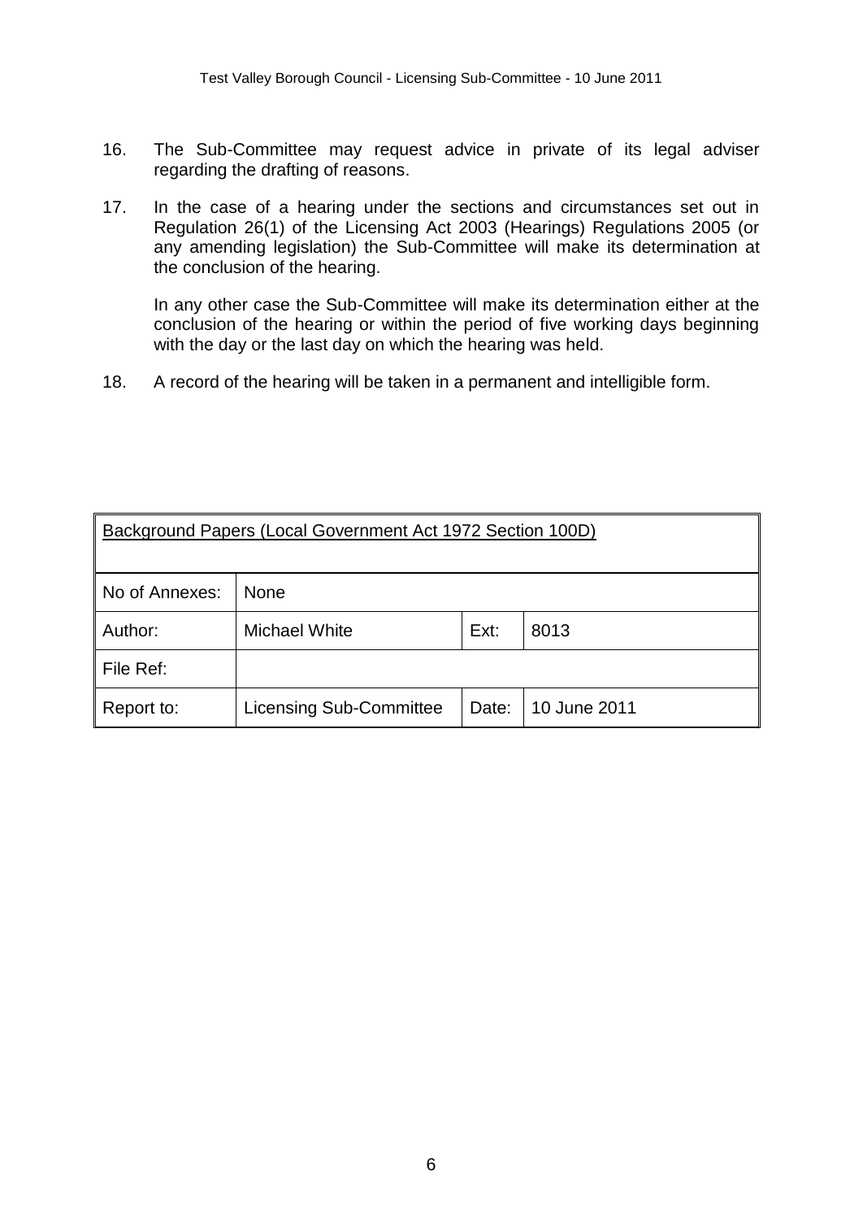16. The Sub-Committee may request advice in private of its legal adviser regarding the drafting of reasons.

17. In the case of a hearing under the sections and circumstances set out in Regulation 26(1) of the Licensing Act 2003 (Hearings) Regulations 2005 (or any amending legislation) the Sub-Committee will make its determination at the conclusion of the hearing.

    In any other case the Sub-Committee will make its determination either at the conclusion of the hearing or within the period of five working days beginning with the day or the last day on which the hearing was held.

18. A record of the hearing will be taken in a permanent and intelligible form.

| Background Papers (Local Government Act 1972 Section 100D) | | | |
|---|---|---|---|
| No of Annexes: | None | | |
| Author: | Michael White | Ext: | 8013 |
| File Ref: | | | |
| Report to: | Licensing Sub-Committee | Date: | 10 June 2011 |